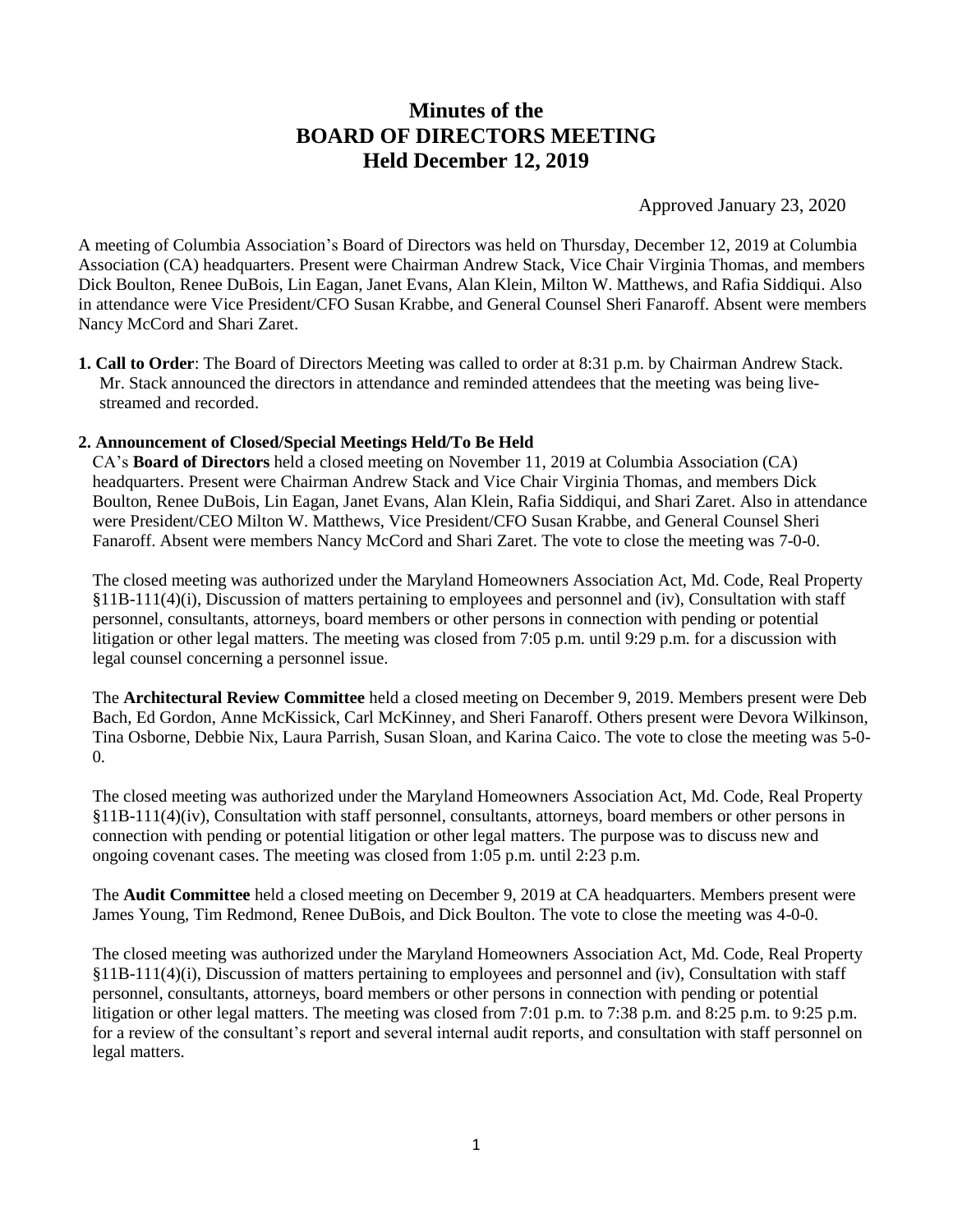# Minutes of the BOARD OF DIRECTORS MEETING Held December 12, 2019

Approved January 23, 2020

A meeting of Columbia Association's Board of Directors was held on Thursday, December 12, 2019 at Columbia Association (CA) headquarters. Present were Chairman Andrew Stack, Vice Chair Virginia Thomas, and members Dick Boulton, Renee DuBois, Lin Eagan, Janet Evans, Alan Klein, Milton W. Matthews, and Rafia Siddiqui. Also in attendance were Vice President/CFO Susan Krabbe, and General Counsel Sheri Fanaroff. Absent were members Nancy McCord and Shari Zaret.

**1. Call to Order**: The Board of Directors Meeting was called to order at 8:31 p.m. by Chairman Andrew Stack. Mr. Stack announced the directors in attendance and reminded attendees that the meeting was being live-streamed and recorded.

**2. Announcement of Closed/Special Meetings Held/To Be Held**

CA's **Board of Directors** held a closed meeting on November 11, 2019 at Columbia Association (CA) headquarters. Present were Chairman Andrew Stack and Vice Chair Virginia Thomas, and members Dick Boulton, Renee DuBois, Lin Eagan, Janet Evans, Alan Klein, Rafia Siddiqui, and Shari Zaret. Also in attendance were President/CEO Milton W. Matthews, Vice President/CFO Susan Krabbe, and General Counsel Sheri Fanaroff. Absent were members Nancy McCord and Shari Zaret. The vote to close the meeting was 7-0-0.

The closed meeting was authorized under the Maryland Homeowners Association Act, Md. Code, Real Property §11B-111(4)(i), Discussion of matters pertaining to employees and personnel and (iv), Consultation with staff personnel, consultants, attorneys, board members or other persons in connection with pending or potential litigation or other legal matters. The meeting was closed from 7:05 p.m. until 9:29 p.m. for a discussion with legal counsel concerning a personnel issue.

The **Architectural Review Committee** held a closed meeting on December 9, 2019. Members present were Deb Bach, Ed Gordon, Anne McKissick, Carl McKinney, and Sheri Fanaroff. Others present were Devora Wilkinson, Tina Osborne, Debbie Nix, Laura Parrish, Susan Sloan, and Karina Caico. The vote to close the meeting was 5-0-0.

The closed meeting was authorized under the Maryland Homeowners Association Act, Md. Code, Real Property §11B-111(4)(iv), Consultation with staff personnel, consultants, attorneys, board members or other persons in connection with pending or potential litigation or other legal matters. The purpose was to discuss new and ongoing covenant cases. The meeting was closed from 1:05 p.m. until 2:23 p.m.

The **Audit Committee** held a closed meeting on December 9, 2019 at CA headquarters. Members present were James Young, Tim Redmond, Renee DuBois, and Dick Boulton. The vote to close the meeting was 4-0-0.

The closed meeting was authorized under the Maryland Homeowners Association Act, Md. Code, Real Property §11B-111(4)(i), Discussion of matters pertaining to employees and personnel and (iv), Consultation with staff personnel, consultants, attorneys, board members or other persons in connection with pending or potential litigation or other legal matters. The meeting was closed from 7:01 p.m. to 7:38 p.m. and 8:25 p.m. to 9:25 p.m. for a review of the consultant's report and several internal audit reports, and consultation with staff personnel on legal matters.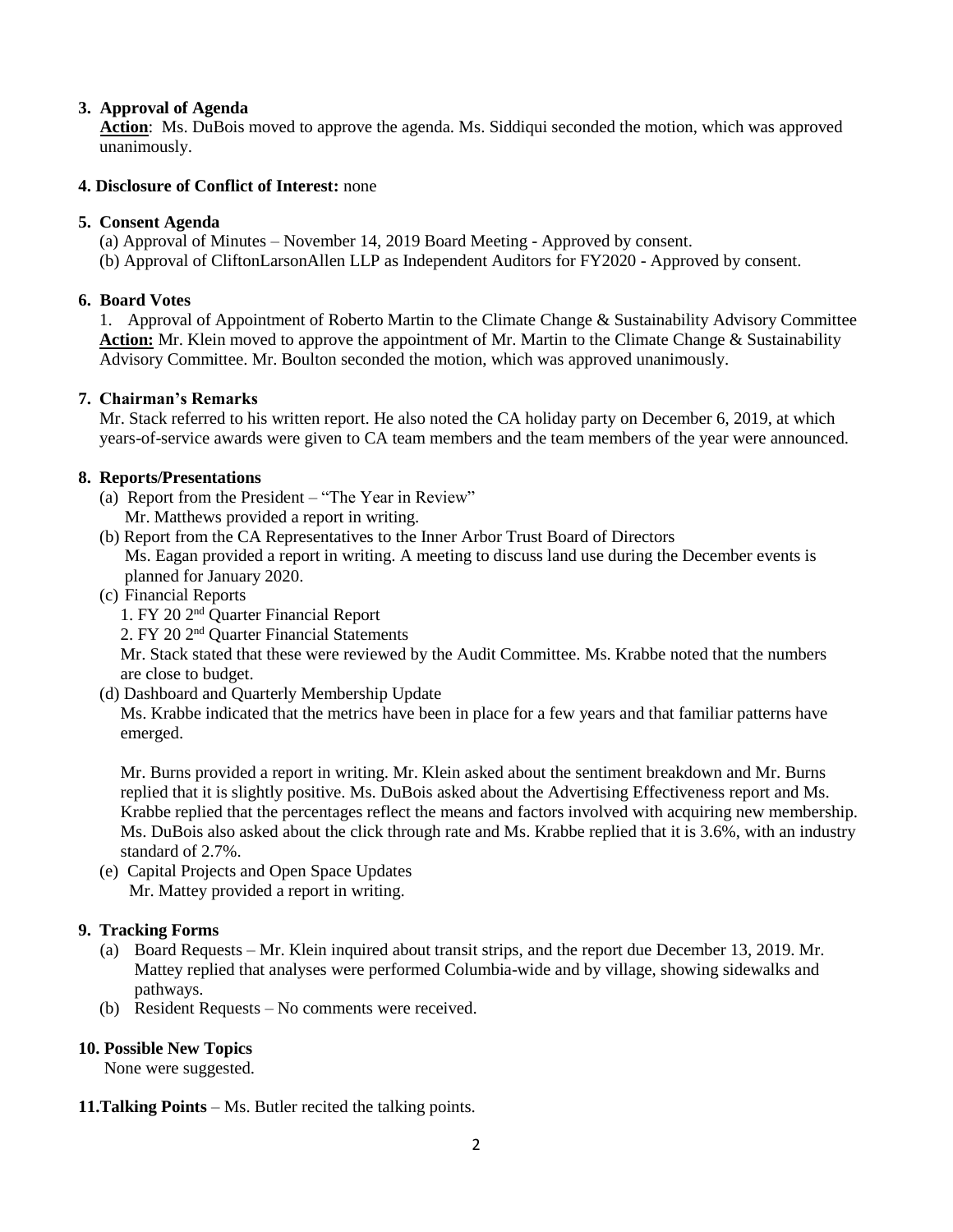**3. Approval of Agenda**

**Action**: Ms. DuBois moved to approve the agenda. Ms. Siddiqui seconded the motion, which was approved unanimously.

**4. Disclosure of Conflict of Interest:** none

**5. Consent Agenda**

(a) Approval of Minutes – November 14, 2019 Board Meeting - Approved by consent.

(b) Approval of CliftonLarsonAllen LLP as Independent Auditors for FY2020 - Approved by consent.

**6. Board Votes**

1. Approval of Appointment of Roberto Martin to the Climate Change & Sustainability Advisory Committee

**Action:** Mr. Klein moved to approve the appointment of Mr. Martin to the Climate Change & Sustainability Advisory Committee. Mr. Boulton seconded the motion, which was approved unanimously.

**7. Chairman's Remarks**

Mr. Stack referred to his written report. He also noted the CA holiday party on December 6, 2019, at which years-of-service awards were given to CA team members and the team members of the year were announced.

**8. Reports/Presentations**

(a) Report from the President – "The Year in Review"
Mr. Matthews provided a report in writing.

(b) Report from the CA Representatives to the Inner Arbor Trust Board of Directors
Ms. Eagan provided a report in writing. A meeting to discuss land use during the December events is planned for January 2020.

(c) Financial Reports

1. FY 20 2nd Quarter Financial Report
2. FY 20 2nd Quarter Financial Statements

Mr. Stack stated that these were reviewed by the Audit Committee. Ms. Krabbe noted that the numbers are close to budget.

(d) Dashboard and Quarterly Membership Update
Ms. Krabbe indicated that the metrics have been in place for a few years and that familiar patterns have emerged.

Mr. Burns provided a report in writing. Mr. Klein asked about the sentiment breakdown and Mr. Burns replied that it is slightly positive. Ms. DuBois asked about the Advertising Effectiveness report and Ms. Krabbe replied that the percentages reflect the means and factors involved with acquiring new membership. Ms. DuBois also asked about the click through rate and Ms. Krabbe replied that it is 3.6%, with an industry standard of 2.7%.

(e) Capital Projects and Open Space Updates
Mr. Mattey provided a report in writing.

**9. Tracking Forms**

(a) Board Requests – Mr. Klein inquired about transit strips, and the report due December 13, 2019. Mr. Mattey replied that analyses were performed Columbia-wide and by village, showing sidewalks and pathways.

(b) Resident Requests – No comments were received.

**10. Possible New Topics**

None were suggested.

**11. Talking Points** – Ms. Butler recited the talking points.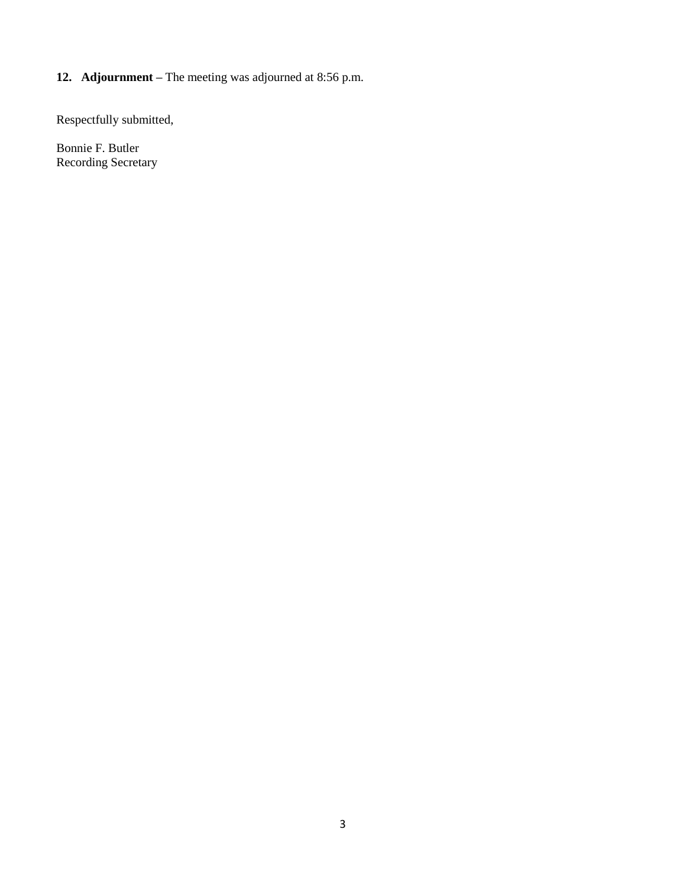**12. Adjournment –** The meeting was adjourned at 8:56 p.m.

Respectfully submitted,

Bonnie F. Butler  
Recording Secretary